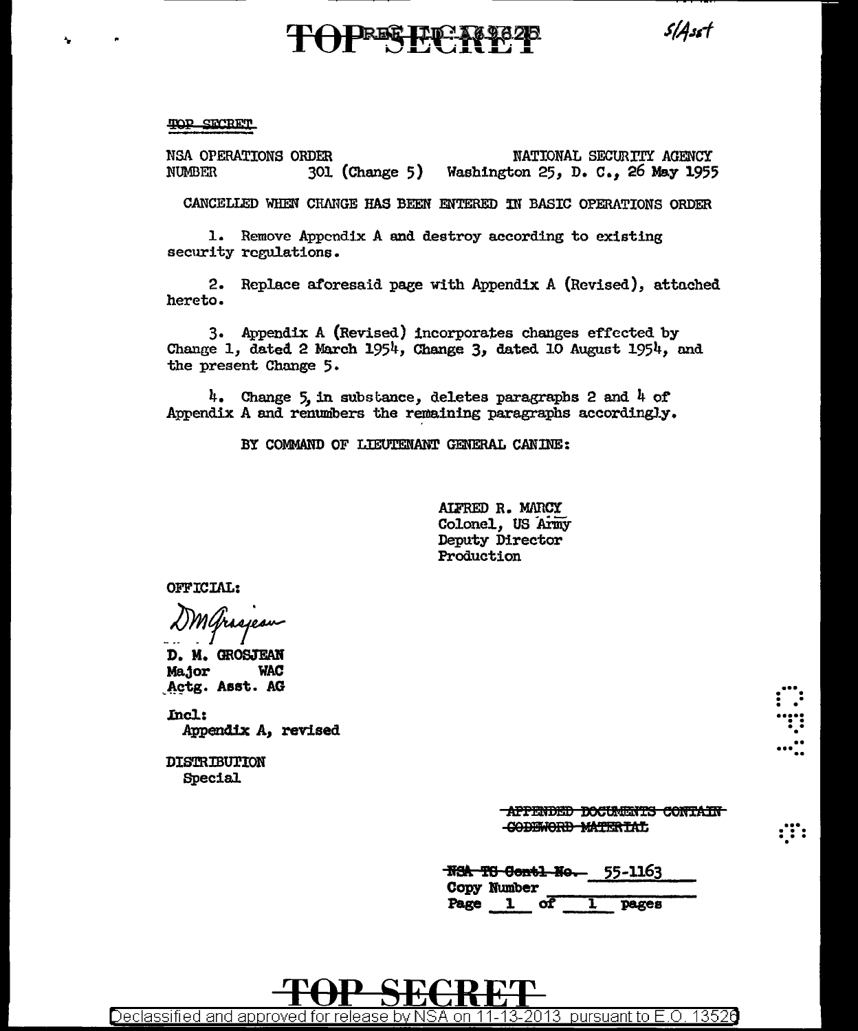TOP SECRET

S/Asst

~~TOP SECRET~~

NSA OPERATIONS ORDER NUMBER 301 (Change 5)

NATIONAL SECURITY AGENCY
Washington 25, D. C., 26 May 1955

CANCELLED WHEN CHANGE HAS BEEN ENTERED IN BASIC OPERATIONS ORDER

1. Remove Appendix A and destroy according to existing security regulations.

2. Replace aforesaid page with Appendix A (Revised), attached hereto.

3. Appendix A (Revised) incorporates changes effected by Change 1, dated 2 March 1954, Change 3, dated 10 August 1954, and the present Change 5.

4. Change 5, in substance, deletes paragraphs 2 and 4 of Appendix A and renumbers the remaining paragraphs accordingly.

BY COMMAND OF LIEUTENANT GENERAL CANINE:

ALFRED R. MARCY
Colonel, US Army
Deputy Director
Production

OFFICIAL:

D. M. Grosjean

D. M. GROSJEAN
Major WAC
Actg. Asst. AG

Incl:
Appendix A, revised

DISTRIBUTION
Special

~~APPENDED DOCUMENTS CONTAIN CODEWORD MATERIAL~~

~~NSA TS Contl No.~~ 55-1163
Copy Number
Page 1 of 1 pages

TOP SECRET

Declassified and approved for release by NSA on 11-13-2013 pursuant to E.O. 13526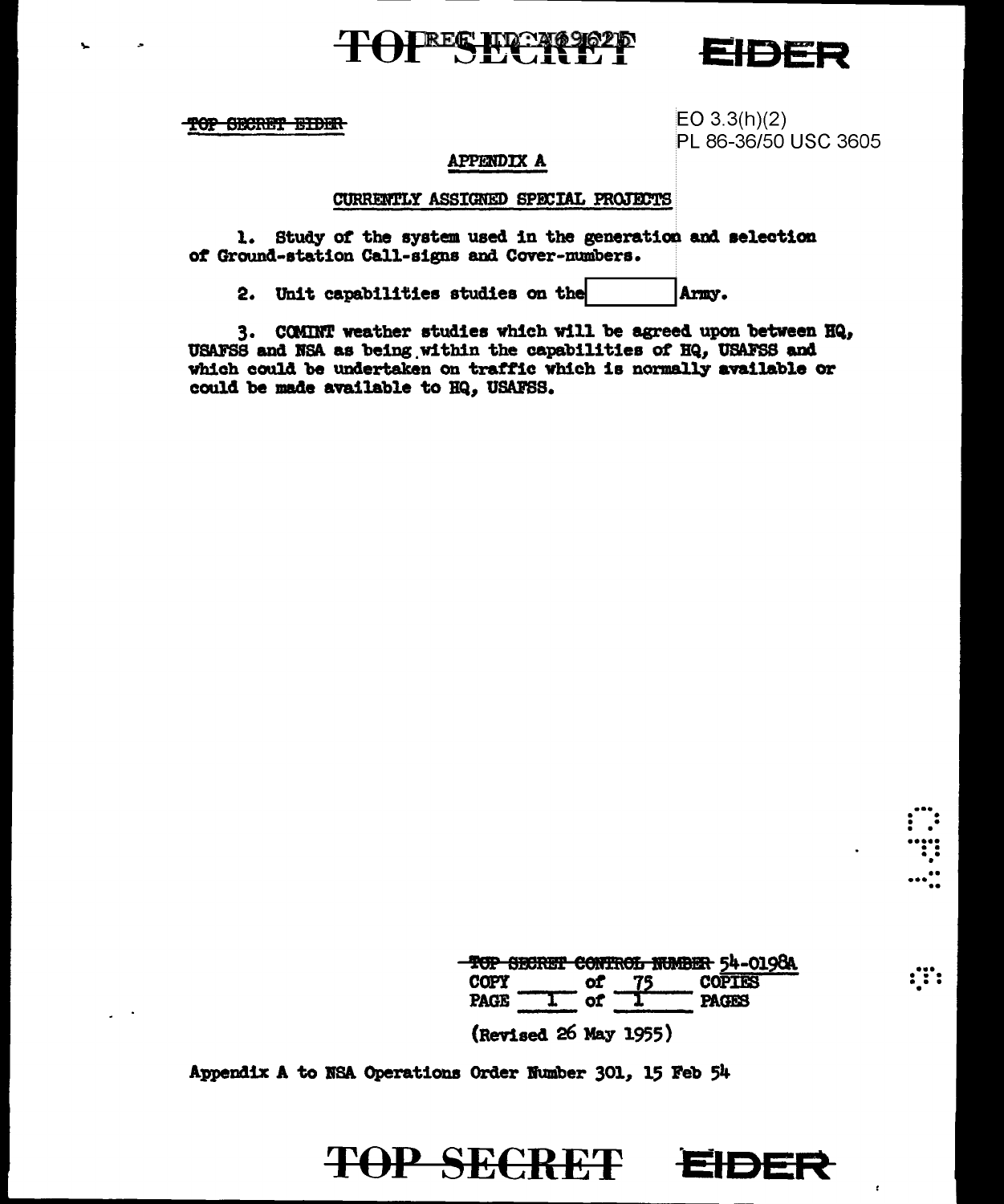~~TOP SECRET EIDER~~

EO 3.3(h)(2)
PL 86-36/50 USC 3605

## APPENDIX A

### CURRENTLY ASSIGNED SPECIAL PROJECTS

1. Study of the system used in the generation and selection of Ground-station Call-signs and Cover-numbers.

2. Unit capabilities studies on the [ ] Army.

3. COMINT weather studies which will be agreed upon between HQ, USAFSS and NSA as being within the capabilities of HQ, USAFSS and which could be undertaken on traffic which is normally available or could be made available to HQ, USAFSS.

~~TOP SECRET CONTROL NUMBER~~ 54-0198A
COPY \_\_\_\_\_ of 75 COPIES
PAGE 1 of 1 PAGES

(Revised 26 May 1955)

Appendix A to NSA Operations Order Number 301, 15 Feb 54